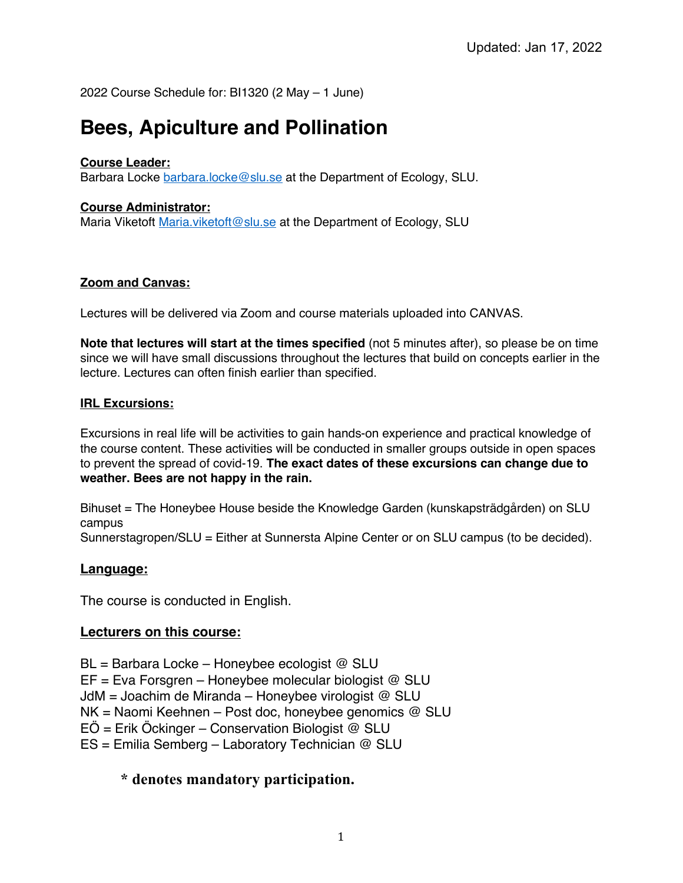Updated: Jan 17, 2022

2022 Course Schedule for: BI1320 (2 May – 1 June)

# Bees, Apiculture and Pollination

**Course Leader:**
Barbara Locke barbara.locke@slu.se at the Department of Ecology, SLU.

**Course Administrator:**
Maria Viketoft Maria.viketoft@slu.se at the Department of Ecology, SLU

**Zoom and Canvas:**

Lectures will be delivered via Zoom and course materials uploaded into CANVAS.

**Note that lectures will start at the times specified** (not 5 minutes after), so please be on time since we will have small discussions throughout the lectures that build on concepts earlier in the lecture. Lectures can often finish earlier than specified.

**IRL Excursions:**

Excursions in real life will be activities to gain hands-on experience and practical knowledge of the course content. These activities will be conducted in smaller groups outside in open spaces to prevent the spread of covid-19. **The exact dates of these excursions can change due to weather. Bees are not happy in the rain.**

Bihuset = The Honeybee House beside the Knowledge Garden (kunskapsträdgården) on SLU campus
Sunnerstagropen/SLU = Either at Sunnersta Alpine Center or on SLU campus (to be decided).

## Language:

The course is conducted in English.

## Lecturers on this course:

BL = Barbara Locke – Honeybee ecologist @ SLU
EF = Eva Forsgren – Honeybee molecular biologist @ SLU
JdM = Joachim de Miranda – Honeybee virologist @ SLU
NK = Naomi Keehnen – Post doc, honeybee genomics @ SLU
EÖ = Erik Öckinger – Conservation Biologist @ SLU
ES = Emilia Semberg – Laboratory Technician @ SLU

**\* denotes mandatory participation.**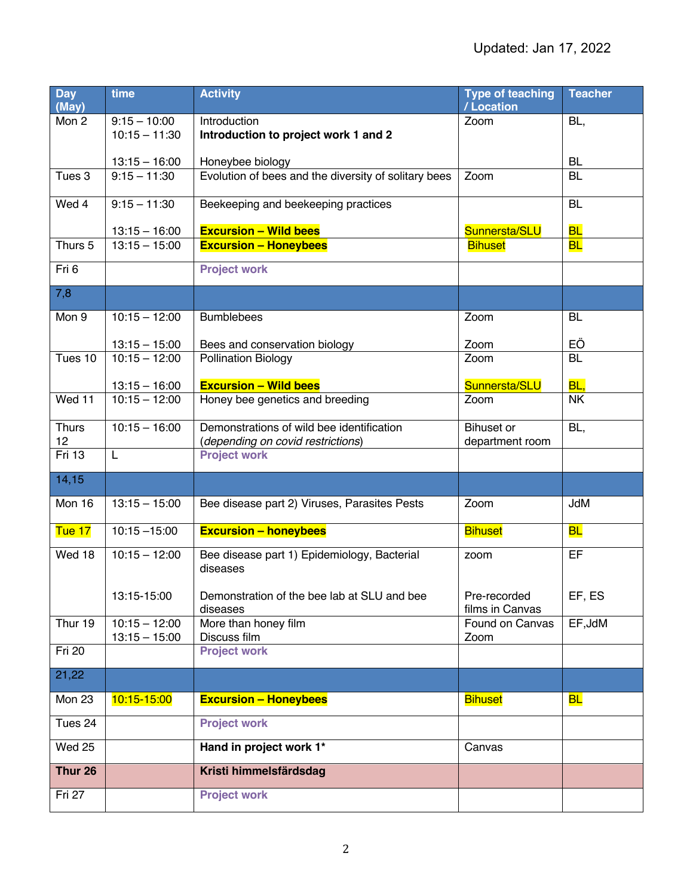Updated: Jan 17, 2022

| Day (May) | time | Activity | Type of teaching / Location | Teacher |
|---|---|---|---|---|
| Mon 2 | 9:15 – 10:00<br>10:15 – 11:30<br><br>13:15 – 16:00 | Introduction<br>**Introduction to project work 1 and 2**<br><br>Honeybee biology | Zoom | BL,<br><br><br>BL |
| Tues 3 | 9:15 – 11:30 | Evolution of bees and the diversity of solitary bees | Zoom | BL |
| Wed 4 | 9:15 – 11:30<br><br>13:15 – 16:00 | Beekeeping and beekeeping practices<br><br>**Excursion – Wild bees** | <br><br>Sunnersta/SLU | BL<br><br>BL |
| Thurs 5 | 13:15 – 15:00 | **Excursion – Honeybees** | Bihuset | BL |
| Fri 6 | | **Project work** | | |
| 7,8 | | | | |
| Mon 9 | 10:15 – 12:00<br><br>13:15 – 15:00 | Bumblebees<br><br>Bees and conservation biology | Zoom<br><br>Zoom | BL<br><br>EÖ |
| Tues 10 | 10:15 – 12:00<br><br>13:15 – 16:00 | Pollination Biology<br><br>**Excursion – Wild bees** | Zoom<br><br>Sunnersta/SLU | BL<br><br>BL, |
| Wed 11 | 10:15 – 12:00 | Honey bee genetics and breeding | Zoom | NK |
| Thurs 12 | 10:15 – 16:00 | Demonstrations of wild bee identification (*depending on covid restrictions*) | Bihuset or department room | BL, |
| Fri 13 | L | **Project work** | | |
| 14,15 | | | | |
| Mon 16 | 13:15 – 15:00 | Bee disease part 2) Viruses, Parasites Pests | Zoom | JdM |
| Tue 17 | 10:15 –15:00 | **Excursion – honeybees** | Bihuset | BL |
| Wed 18 | 10:15 – 12:00<br><br>13:15-15:00 | Bee disease part 1) Epidemiology, Bacterial diseases<br><br>Demonstration of the bee lab at SLU and bee diseases | zoom<br><br>Pre-recorded films in Canvas | EF<br><br>EF, ES |
| Thur 19 | 10:15 – 12:00<br>13:15 – 15:00 | More than honey film<br>Discuss film | Found on Canvas<br>Zoom | EF,JdM |
| Fri 20 | | **Project work** | | |
| 21,22 | | | | |
| Mon 23 | 10:15-15:00 | **Excursion – Honeybees** | Bihuset | BL |
| Tues 24 | | **Project work** | | |
| Wed 25 | | **Hand in project work 1*** | Canvas | |
| **Thur 26** | | **Kristi himmelsfärdsdag** | | |
| Fri 27 | | **Project work** | | |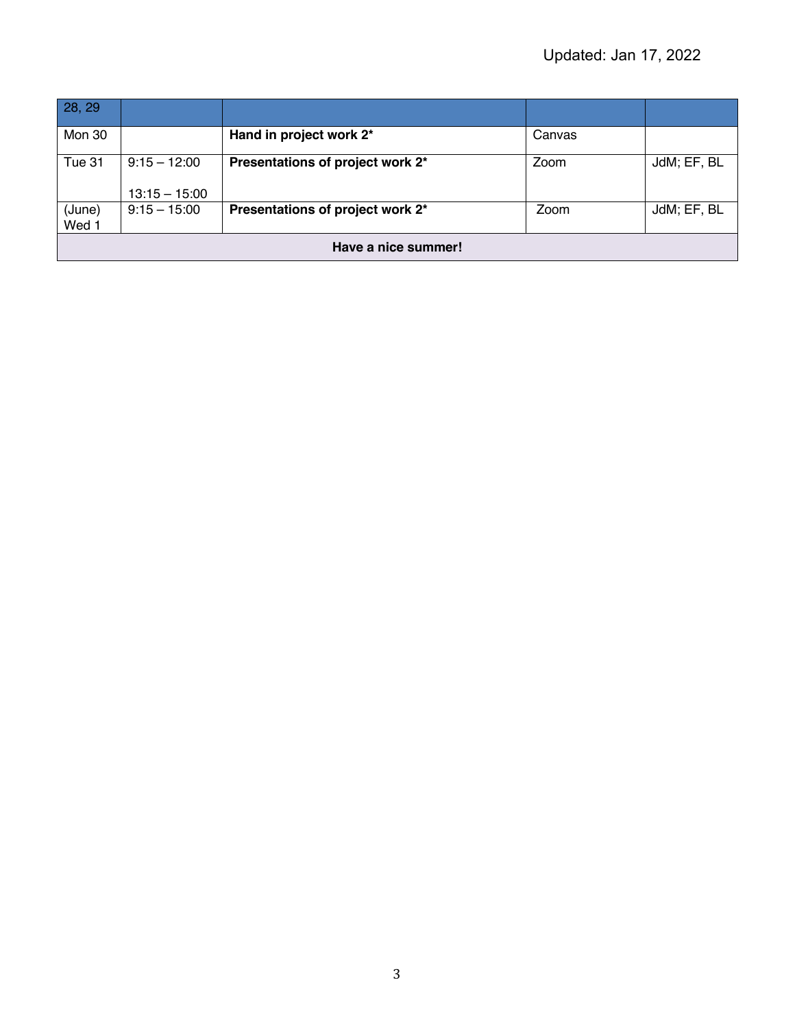Updated: Jan 17, 2022

| | | | | |
|---|---|---|---|---|
| 28, 29 | | | | |
| Mon 30 | | **Hand in project work 2*** | Canvas | |
| Tue 31 | 9:15 – 12:00<br><br>13:15 – 15:00 | **Presentations of project work 2*** | Zoom | JdM; EF, BL |
| (June) Wed 1 | 9:15 – 15:00 | **Presentations of project work 2*** | Zoom | JdM; EF, BL |
| **Have a nice summer!** | | | | |